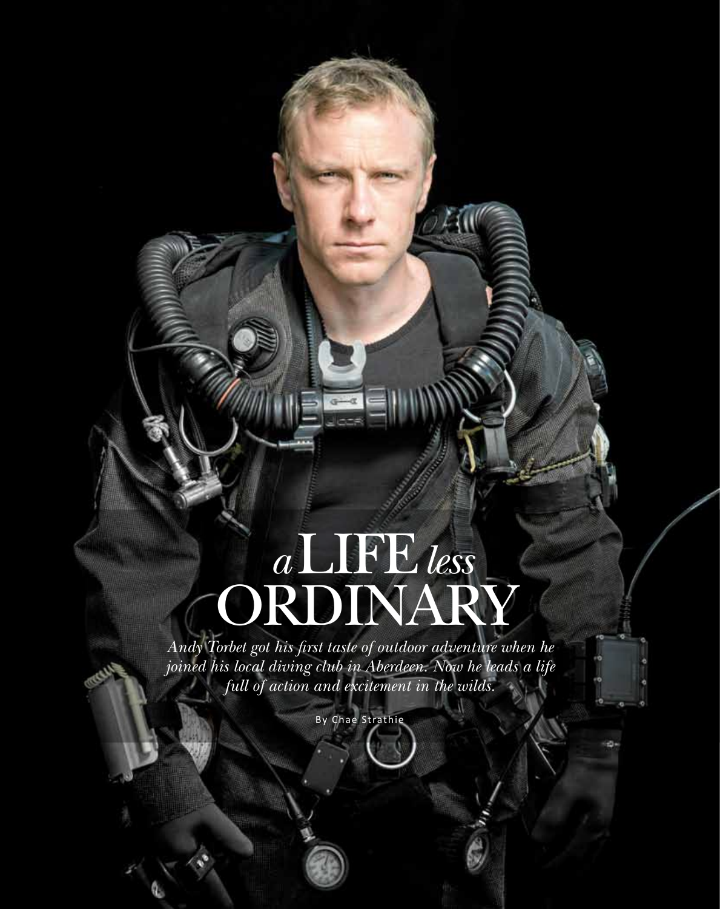# *a* LIFE *less* ORDINARY

*Andy Torbet got his first taste of outdoor adventure when he joined his local diving club in Aberdeen. Now he leads a life full of action and excitement in the wilds.*

By Chae Strathie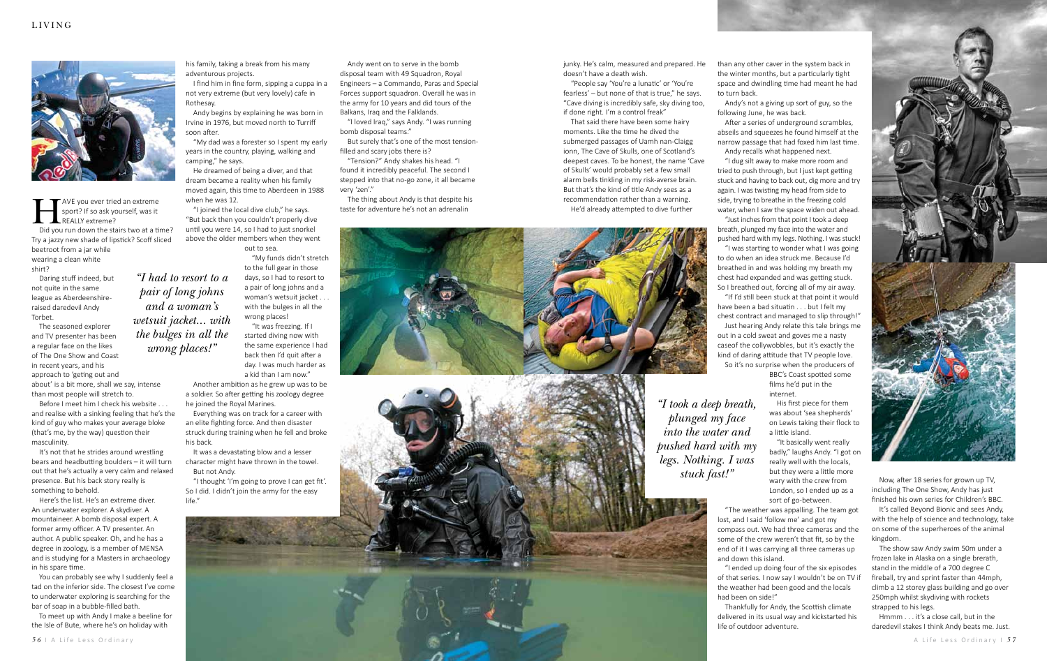HAVE you ever tried an extreme sport? If so ask yourself, was it REALLY extreme?

Did you run down the stairs two at a time? Try a jazzy new shade of lipstick? Scoff sliced beetroot from a jar while wearing a clean white shirt?

Daring stuff indeed, but not quite in the same league as Aberdeenshire-raised daredevil Andy Torbet.

The seasoned explorer and TV presenter has been a regular face on the likes of The One Show and Coast in recent years, and his approach to 'geting out and about' is a bit more, shall we say, intense than most people will stretch to.

Before I meet him I check his website . . . and realise with a sinking feeling that he's the kind of guy who makes your average bloke (that's me, by the way) question their masculinity.

It's not that he strides around wrestling bears and headbutting boulders – it will turn out that he's actually a very calm and relaxed presence. But his back story really is something to behold.

Here's the list. He's an extreme diver. An underwater explorer. A skydiver. A mountaineer. A bomb disposal expert. A former army officer. A TV presenter. An author. A public speaker. Oh, and he has a degree in zoology, is a member of MENSA and is studying for a Masters in archaeology in his spare time.

You can probably see why I suddenly feel a tad on the inferior side. The closest I've come to underwater exploring is searching for the bar of soap in a bubble-filled bath.

To meet up with Andy I make a beeline for the Isle of Bute, where he's on holiday with his family, taking a break from his many adventurous projects.

I find him in fine form, sipping a cuppa in a not very extreme (but very lovely) cafe in Rothesay.

Andy begins by explaining he was born in Irvine in 1976, but moved north to Turriff soon after.

"My dad was a forester so I spent my early years in the country, playing, walking and camping," he says.

He dreamed of being a diver, and that dream became a reality when his family moved again, this time to Aberdeen in 1988 when he was 12.

"I joined the local dive club," he says. "But back then you couldn't properly dive until you were 14, so I had to just snorkel above the older members when they went out to sea.

"My funds didn't stretch to the full gear in those days, so I had to resort to a pair of long johns and a woman's wetsuit jacket . . . with the bulges in all the wrong places!

"It was freezing. If I started diving now with the same experience I had back then I'd quit after a day. I was much harder as a kid than I am now."

*"I had to resort to a pair of long johns and a woman's wetsuit jacket... with the bulges in all the wrong places!"*

Another ambition as he grew up was to be a soldier. So after getting his zoology degree he joined the Royal Marines.

Everything was on track for a career with an elite fighting force. And then disaster struck during training when he fell and broke his back.

It was a devastating blow and a lesser character might have thrown in the towel. But not Andy.

"I thought 'I'm going to prove I can get fit'. So I did. I didn't join the army for the easy life."

Andy went on to serve in the bomb disposal team with 49 Squadron, Royal Engineers – a Commando, Paras and Special Forces support squadron. Overall he was in the army for 10 years and did tours of the Balkans, Iraq and the Falklands.

"I loved Iraq," says Andy. "I was running bomb disposal teams."

But surely that's one of the most tension-filled and scary jobs there is?

"Tension?" Andy shakes his head. "I found it incredibly peaceful. The second I stepped into that no-go zone, it all became very 'zen'."

The thing about Andy is that despite his taste for adventure he's not an adrenalin junky. He's calm, measured and prepared. He doesn't have a death wish.

"People say 'You're a lunatic' or 'You're fearless' – but none of that is true," he says. "Cave diving is incredibly safe, sky diving too, if done right. I'm a control freak"

That said there have been some hairy moments. Like the time he dived the submerged passages of Uamh nan-Claigg ionn, The Cave of Skulls, one of Scotland's deepest caves. To be honest, the name 'Cave of Skulls' would probably set a few small alarm bells tinkling in my risk-averse brain. But that's the kind of title Andy sees as a recommendation rather than a warning.

He'd already attempted to dive further than any other caver in the system back in the winter months, but a particularly tight space and dwindling time had meant he had to turn back.

Andy's not a giving up sort of guy, so the following June, he was back.

After a series of underground scrambles, abseils and squeezes he found himself at the narrow passage that had foxed him last time.

Andy recalls what happened next.

"I dug silt away to make more room and tried to push through, but I just kept getting stuck and having to back out, dig more and try again. I was twisting my head from side to side, trying to breathe in the freezing cold water, when I saw the space widen out ahead.

"Just inches from that point I took a deep breath, plunged my face into the water and pushed hard with my legs. Nothing. I was stuck!

"I was starting to wonder what I was going to do when an idea struck me. Because I'd breathed in and was holding my breath my chest had expanded and was getting stuck. So I breathed out, forcing all of my air away.

"If I'd still been stuck at that point it would have been a bad situatin . . . but I felt my chest contract and managed to slip through!"

*"I took a deep breath, plunged my face into the water and pushed hard with my legs. Nothing. I was stuck fast!"*

Just hearing Andy relate this tale brings me out in a cold sweat and goves me a nasty caseof the collywobbles, but it's exactly the kind of daring attitude that TV people love.

So it's no surprise when the producers of BBC's Coast spotted some films he'd put in the internet.

His first piece for them was about 'sea shepherds' on Lewis taking their flock to a little island.

"It basically went really badly," laughs Andy. "I got on really well with the locals, but they were a little more wary with the crew from London, so I ended up as a sort of go-between.

"The weather was appalling. The team got lost, and I said 'follow me' and got my compass out. We had three cameras and the some of the crew weren't that fit, so by the end of it I was carrying all three cameras up and down this island.

"I ended up doing four of the six episodes of that series. I now say I wouldn't be on TV if the weather had been good and the locals had been on side!"

Thankfully for Andy, the Scottish climate delivered in its usual way and kickstarted his life of outdoor adventure.

Now, after 18 series for grown up TV, including The One Show, Andy has just finished his own series for Children's BBC.

It's called Beyond Bionic and sees Andy, with the help of science and technology, take on some of the superheroes of the animal kingdom.

The show saw Andy swim 50m under a frozen lake in Alaska on a single brerath, stand in the middle of a 700 degree C fireball, try and sprint faster than 44mph, climb a 12 storey glass building and go over 250mph whilst skydiving with rockets strapped to his legs.

Hmmm . . . it's a close call, but in the daredevil stakes I think Andy beats me. Just.